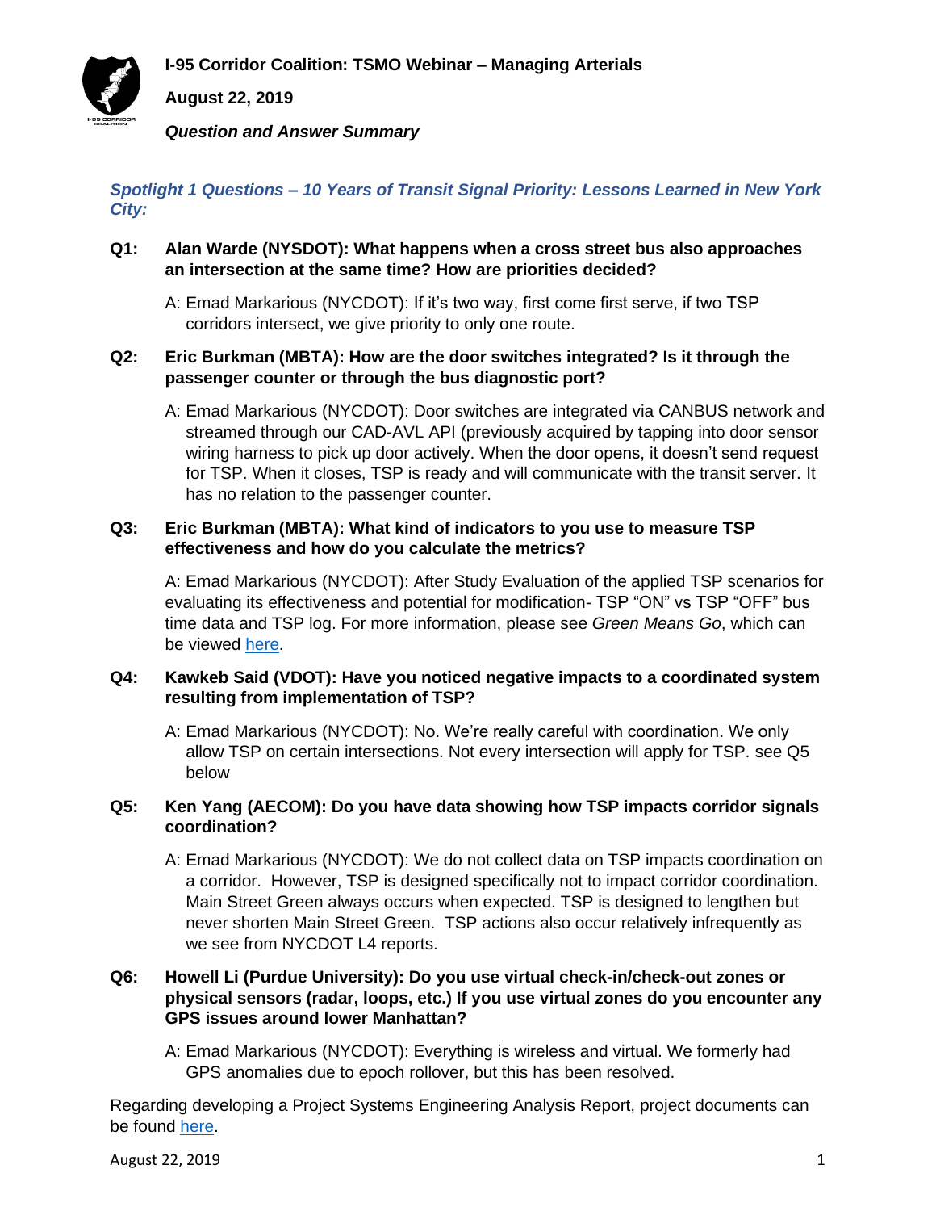# I-95 Corridor Coalition: TSMO Webinar – Managing Arterials

**August 22, 2019**

***Question and Answer Summary***

## *Spotlight 1 Questions – 10 Years of Transit Signal Priority: Lessons Learned in New York City:*

**Q1: Alan Warde (NYSDOT): What happens when a cross street bus also approaches an intersection at the same time? How are priorities decided?**

A: Emad Markarious (NYCDOT): If it's two way, first come first serve, if two TSP corridors intersect, we give priority to only one route.

**Q2: Eric Burkman (MBTA): How are the door switches integrated? Is it through the passenger counter or through the bus diagnostic port?**

A: Emad Markarious (NYCDOT): Door switches are integrated via CANBUS network and streamed through our CAD-AVL API (previously acquired by tapping into door sensor wiring harness to pick up door actively. When the door opens, it doesn't send request for TSP. When it closes, TSP is ready and will communicate with the transit server. It has no relation to the passenger counter.

**Q3: Eric Burkman (MBTA): What kind of indicators to you use to measure TSP effectiveness and how do you calculate the metrics?**

A: Emad Markarious (NYCDOT): After Study Evaluation of the applied TSP scenarios for evaluating its effectiveness and potential for modification- TSP "ON" vs TSP "OFF" bus time data and TSP log. For more information, please see *Green Means Go*, which can be viewed here.

**Q4: Kawkeb Said (VDOT): Have you noticed negative impacts to a coordinated system resulting from implementation of TSP?**

A: Emad Markarious (NYCDOT): No. We're really careful with coordination. We only allow TSP on certain intersections. Not every intersection will apply for TSP. see Q5 below

**Q5: Ken Yang (AECOM): Do you have data showing how TSP impacts corridor signals coordination?**

A: Emad Markarious (NYCDOT): We do not collect data on TSP impacts coordination on a corridor. However, TSP is designed specifically not to impact corridor coordination. Main Street Green always occurs when expected. TSP is designed to lengthen but never shorten Main Street Green. TSP actions also occur relatively infrequently as we see from NYCDOT L4 reports.

**Q6: Howell Li (Purdue University): Do you use virtual check-in/check-out zones or physical sensors (radar, loops, etc.) If you use virtual zones do you encounter any GPS issues around lower Manhattan?**

A: Emad Markarious (NYCDOT): Everything is wireless and virtual. We formerly had GPS anomalies due to epoch rollover, but this has been resolved.

Regarding developing a Project Systems Engineering Analysis Report, project documents can be found here.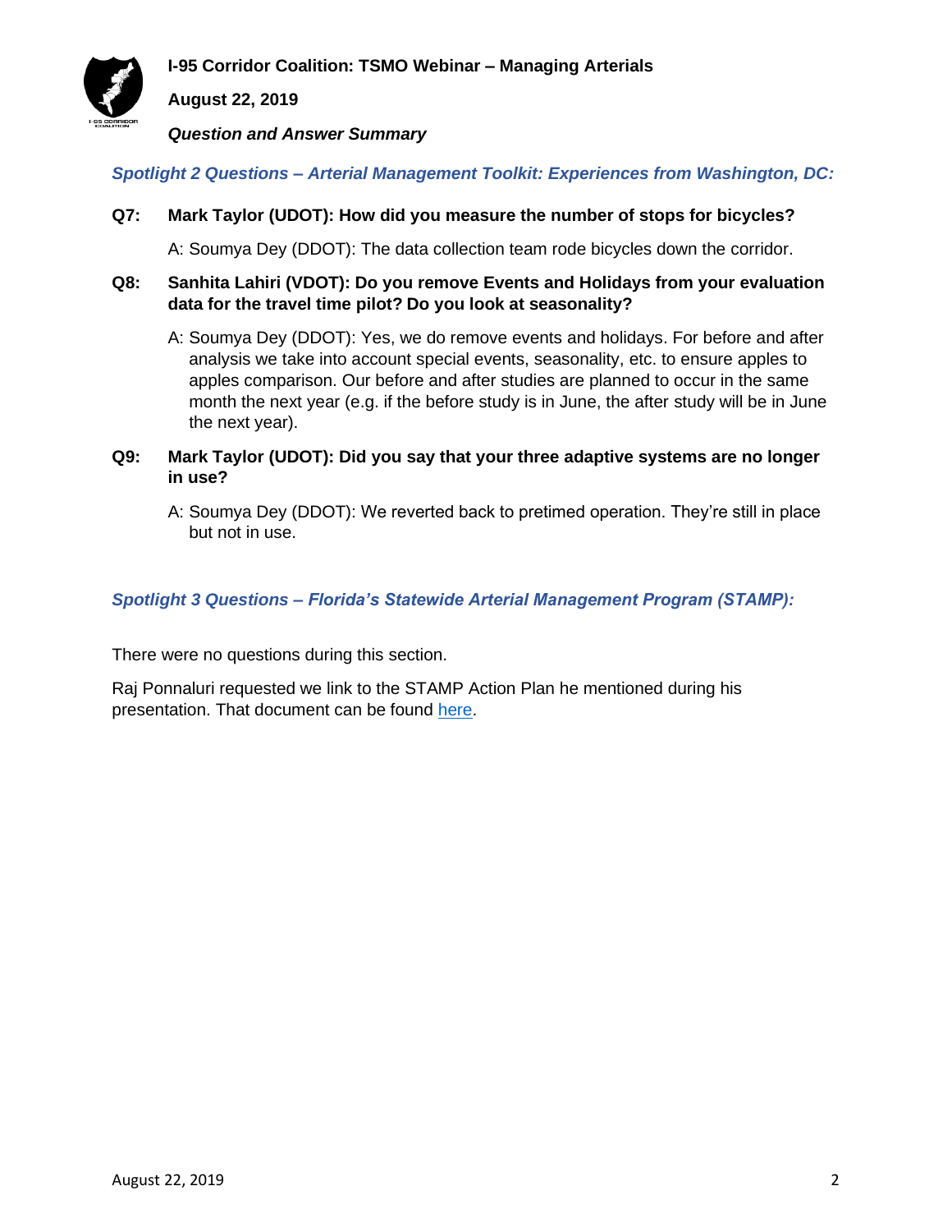## Spotlight 2 Questions – Arterial Management Toolkit: Experiences from Washington, DC:

**Q7: Mark Taylor (UDOT): How did you measure the number of stops for bicycles?**

A: Soumya Dey (DDOT): The data collection team rode bicycles down the corridor.

**Q8: Sanhita Lahiri (VDOT): Do you remove Events and Holidays from your evaluation data for the travel time pilot? Do you look at seasonality?**

A: Soumya Dey (DDOT): Yes, we do remove events and holidays. For before and after analysis we take into account special events, seasonality, etc. to ensure apples to apples comparison. Our before and after studies are planned to occur in the same month the next year (e.g. if the before study is in June, the after study will be in June the next year).

**Q9: Mark Taylor (UDOT): Did you say that your three adaptive systems are no longer in use?**

A: Soumya Dey (DDOT): We reverted back to pretimed operation. They're still in place but not in use.

## Spotlight 3 Questions – Florida's Statewide Arterial Management Program (STAMP):

There were no questions during this section.

Raj Ponnaluri requested we link to the STAMP Action Plan he mentioned during his presentation. That document can be found here.